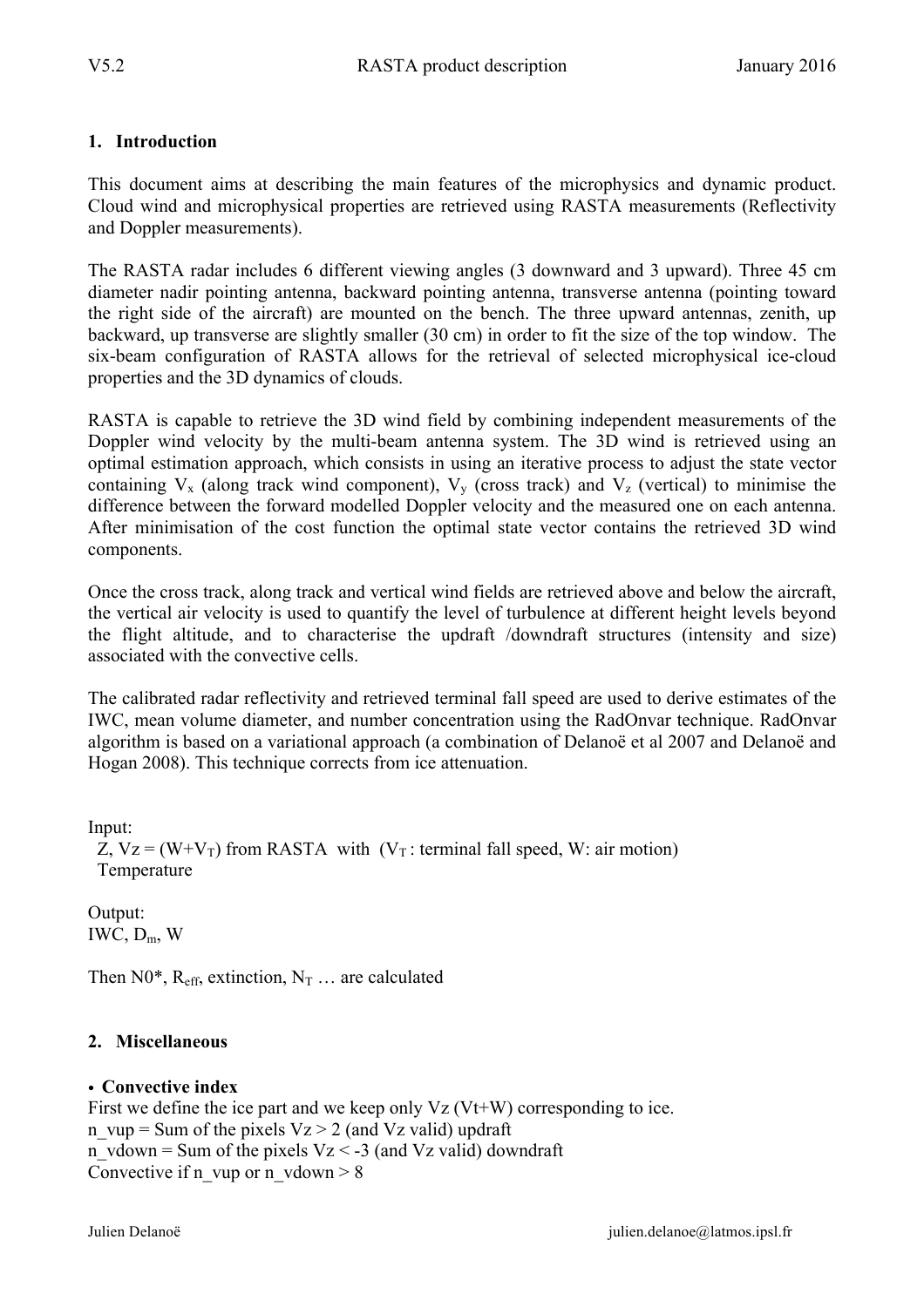## 1. Introduction

This document aims at describing the main features of the microphysics and dynamic product. Cloud wind and microphysical properties are retrieved using RASTA measurements (Reflectivity and Doppler measurements).

The RASTA radar includes 6 different viewing angles (3 downward and 3 upward). Three 45 cm diameter nadir pointing antenna, backward pointing antenna, transverse antenna (pointing toward the right side of the aircraft) are mounted on the bench. The three upward antennas, zenith, up backward, up transverse are slightly smaller (30 cm) in order to fit the size of the top window. The six-beam configuration of RASTA allows for the retrieval of selected microphysical ice-cloud properties and the 3D dynamics of clouds.

RASTA is capable to retrieve the 3D wind field by combining independent measurements of the Doppler wind velocity by the multi-beam antenna system. The 3D wind is retrieved using an optimal estimation approach, which consists in using an iterative process to adjust the state vector containing $V_x$ (along track wind component), $V_y$ (cross track) and $V_z$ (vertical) to minimise the difference between the forward modelled Doppler velocity and the measured one on each antenna. After minimisation of the cost function the optimal state vector contains the retrieved 3D wind components.

Once the cross track, along track and vertical wind fields are retrieved above and below the aircraft, the vertical air velocity is used to quantify the level of turbulence at different height levels beyond the flight altitude, and to characterise the updraft /downdraft structures (intensity and size) associated with the convective cells.

The calibrated radar reflectivity and retrieved terminal fall speed are used to derive estimates of the IWC, mean volume diameter, and number concentration using the RadOnvar technique. RadOnvar algorithm is based on a variational approach (a combination of Delanoë et al 2007 and Delanoë and Hogan 2008). This technique corrects from ice attenuation.

Input:
Z, Vz = ($W+V_T$) from RASTA with ($V_T$ : terminal fall speed, W: air motion)
Temperature

Output:
IWC, $D_m$, W

Then N0*, $R_{eff}$, extinction, $N_T$ … are calculated

## 2. Miscellaneous

- **Convective index**

First we define the ice part and we keep only Vz (Vt+W) corresponding to ice.
n_vup = Sum of the pixels Vz > 2 (and Vz valid) updraft
n_vdown = Sum of the pixels Vz < -3 (and Vz valid) downdraft
Convective if n_vup or n_vdown > 8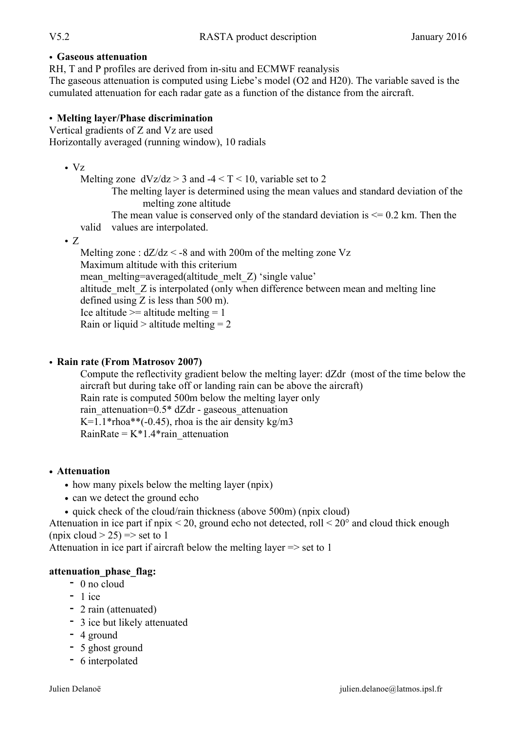- **Gaseous attenuation**

RH, T and P profiles are derived from in-situ and ECMWF reanalysis
The gaseous attenuation is computed using Liebe's model ($O_2$ and $H_2O$). The variable saved is the cumulated attenuation for each radar gate as a function of the distance from the aircraft.

- **Melting layer/Phase discrimination**

Vertical gradients of Z and Vz are used
Horizontally averaged (running window), 10 radials

- Vz
  - Melting zone $dVz/dz > 3$ and $-4 < T < 10$, variable set to 2
    - The melting layer is determined using the mean values and standard deviation of the melting zone altitude
    - The mean value is conserved only of the standard deviation is <= 0.2 km. Then the valid values are interpolated.
- Z
  - Melting zone : $dZ/dz < -8$ and with 200m of the melting zone Vz
  - Maximum altitude with this criterium
  - mean_melting=averaged(altitude_melt_Z) 'single value'
  - altitude_melt_Z is interpolated (only when difference between mean and melting line defined using Z is less than 500 m).
  - Ice altitude >= altitude melting = 1
  - Rain or liquid > altitude melting = 2

- **Rain rate (From Matrosov 2007)**

  Compute the reflectivity gradient below the melting layer: dZdr (most of the time below the aircraft but during take off or landing rain can be above the aircraft)
  Rain rate is computed 500m below the melting layer only
  rain_attenuation=0.5* dZdr - gaseous_attenuation
  K=1.1*rhoa**(-0.45), rhoa is the air density kg/m3
  RainRate = K*1.4*rain_attenuation

- **Attenuation**
  - how many pixels below the melting layer (npix)
  - can we detect the ground echo
  - quick check of the cloud/rain thickness (above 500m) (npix cloud)

Attenuation in ice part if npix < 20, ground echo not detected, roll < 20° and cloud thick enough (npix cloud > 25) => set to 1
Attenuation in ice part if aircraft below the melting layer => set to 1

**attenuation_phase_flag:**

- 0 no cloud
- 1 ice
- 2 rain (attenuated)
- 3 ice but likely attenuated
- 4 ground
- 5 ghost ground
- 6 interpolated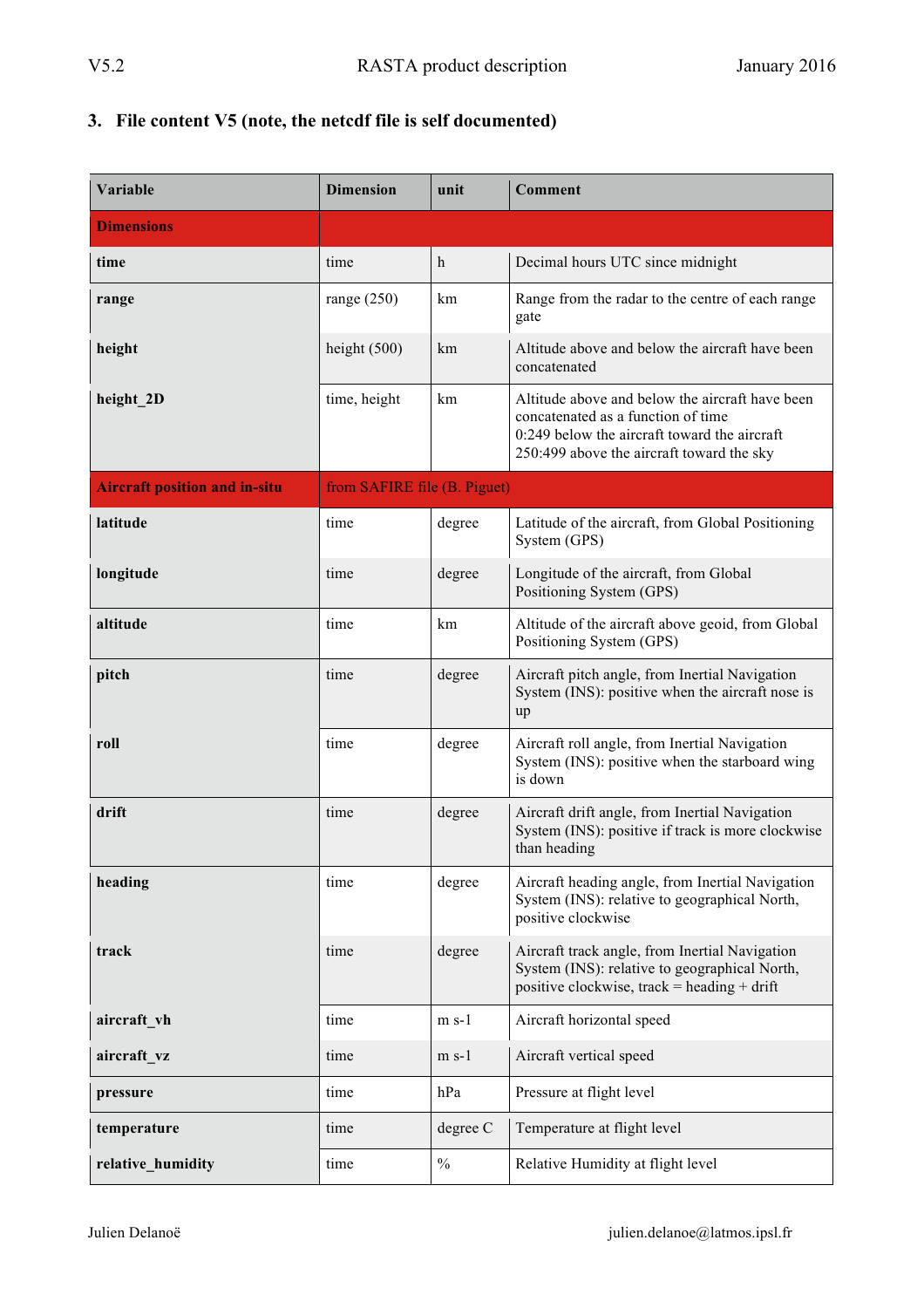## 3. File content V5 (note, the netcdf file is self documented)

| Variable | Dimension | unit | Comment |
|---|---|---|---|
| **Dimensions** | | | |
| **time** | time | h | Decimal hours UTC since midnight |
| **range** | range (250) | km | Range from the radar to the centre of each range gate |
| **height** | height (500) | km | Altitude above and below the aircraft have been concatenated |
| **height_2D** | time, height | km | Altitude above and below the aircraft have been concatenated as a function of time<br>0:249 below the aircraft toward the aircraft<br>250:499 above the aircraft toward the sky |
| **Aircraft position and in-situ** | from SAFIRE file (B. Piguet) | | |
| **latitude** | time | degree | Latitude of the aircraft, from Global Positioning System (GPS) |
| **longitude** | time | degree | Longitude of the aircraft, from Global Positioning System (GPS) |
| **altitude** | time | km | Altitude of the aircraft above geoid, from Global Positioning System (GPS) |
| **pitch** | time | degree | Aircraft pitch angle, from Inertial Navigation System (INS): positive when the aircraft nose is up |
| **roll** | time | degree | Aircraft roll angle, from Inertial Navigation System (INS): positive when the starboard wing is down |
| **drift** | time | degree | Aircraft drift angle, from Inertial Navigation System (INS): positive if track is more clockwise than heading |
| **heading** | time | degree | Aircraft heading angle, from Inertial Navigation System (INS): relative to geographical North, positive clockwise |
| **track** | time | degree | Aircraft track angle, from Inertial Navigation System (INS): relative to geographical North, positive clockwise, track = heading + drift |
| **aircraft_vh** | time | m s-1 | Aircraft horizontal speed |
| **aircraft_vz** | time | m s-1 | Aircraft vertical speed |
| **pressure** | time | hPa | Pressure at flight level |
| **temperature** | time | degree C | Temperature at flight level |
| **relative_humidity** | time | % | Relative Humidity at flight level |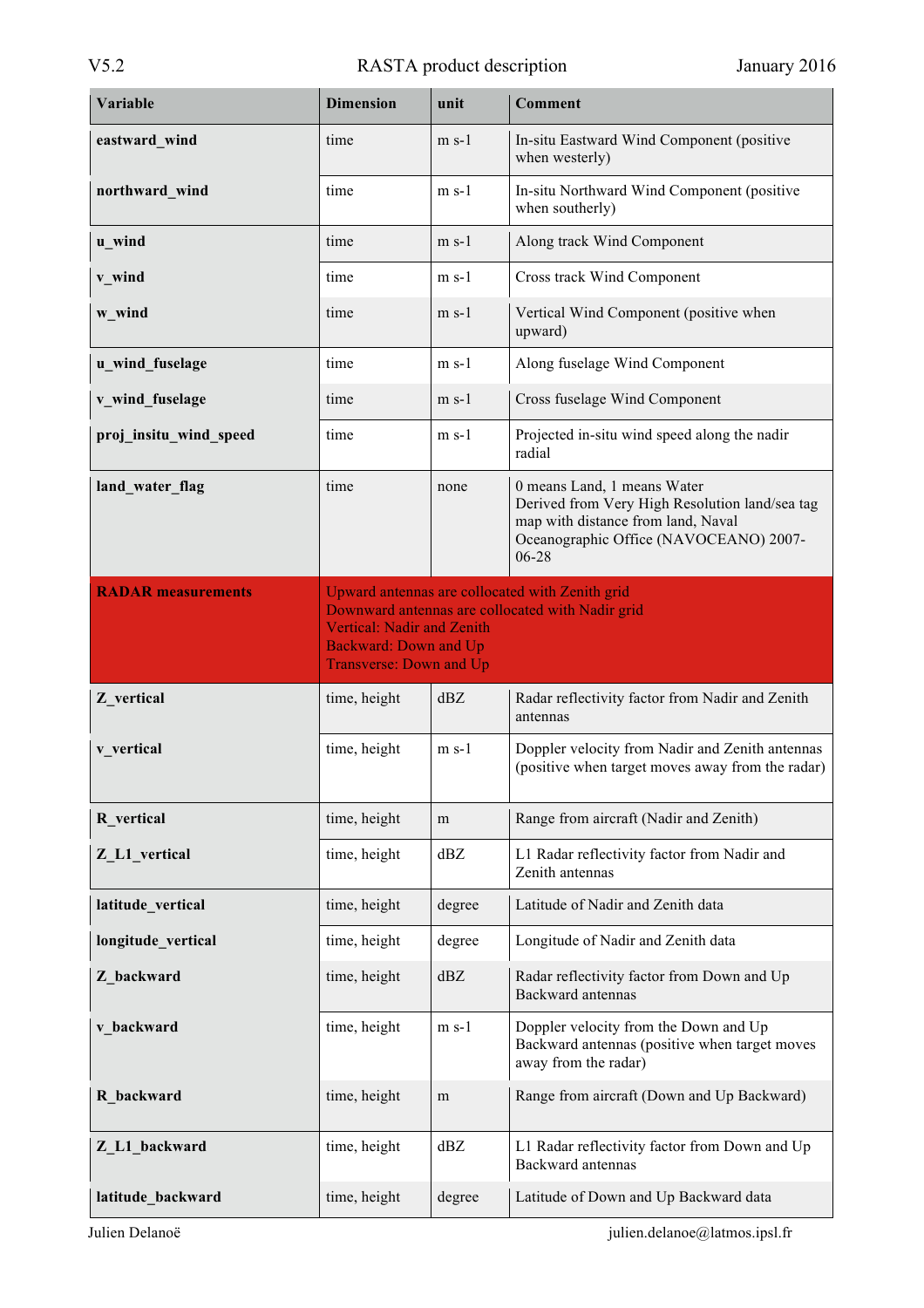| Variable | Dimension | unit | Comment |
|---|---|---|---|
| **eastward_wind** | time | m s-1 | In-situ Eastward Wind Component (positive when westerly) |
| **northward_wind** | time | m s-1 | In-situ Northward Wind Component (positive when southerly) |
| **u_wind** | time | m s-1 | Along track Wind Component |
| **v_wind** | time | m s-1 | Cross track Wind Component |
| **w_wind** | time | m s-1 | Vertical Wind Component (positive when upward) |
| **u_wind_fuselage** | time | m s-1 | Along fuselage Wind Component |
| **v_wind_fuselage** | time | m s-1 | Cross fuselage Wind Component |
| **proj_insitu_wind_speed** | time | m s-1 | Projected in-situ wind speed along the nadir radial |
| **land_water_flag** | time | none | 0 means Land, 1 means Water<br>Derived from Very High Resolution land/sea tag map with distance from land, Naval Oceanographic Office (NAVOCEANO) 2007-06-28 |
| **RADAR measurements** | Upward antennas are collocated with Zenith grid<br>Downward antennas are collocated with Nadir grid<br>Vertical: Nadir and Zenith<br>Backward: Down and Up<br>Transverse: Down and Up | | |
| **Z_vertical** | time, height | dBZ | Radar reflectivity factor from Nadir and Zenith antennas |
| **v_vertical** | time, height | m s-1 | Doppler velocity from Nadir and Zenith antennas (positive when target moves away from the radar) |
| **R_vertical** | time, height | m | Range from aircraft (Nadir and Zenith) |
| **Z_L1_vertical** | time, height | dBZ | L1 Radar reflectivity factor from Nadir and Zenith antennas |
| **latitude_vertical** | time, height | degree | Latitude of Nadir and Zenith data |
| **longitude_vertical** | time, height | degree | Longitude of Nadir and Zenith data |
| **Z_backward** | time, height | dBZ | Radar reflectivity factor from Down and Up Backward antennas |
| **v_backward** | time, height | m s-1 | Doppler velocity from the Down and Up Backward antennas (positive when target moves away from the radar) |
| **R_backward** | time, height | m | Range from aircraft (Down and Up Backward) |
| **Z_L1_backward** | time, height | dBZ | L1 Radar reflectivity factor from Down and Up Backward antennas |
| **latitude_backward** | time, height | degree | Latitude of Down and Up Backward data |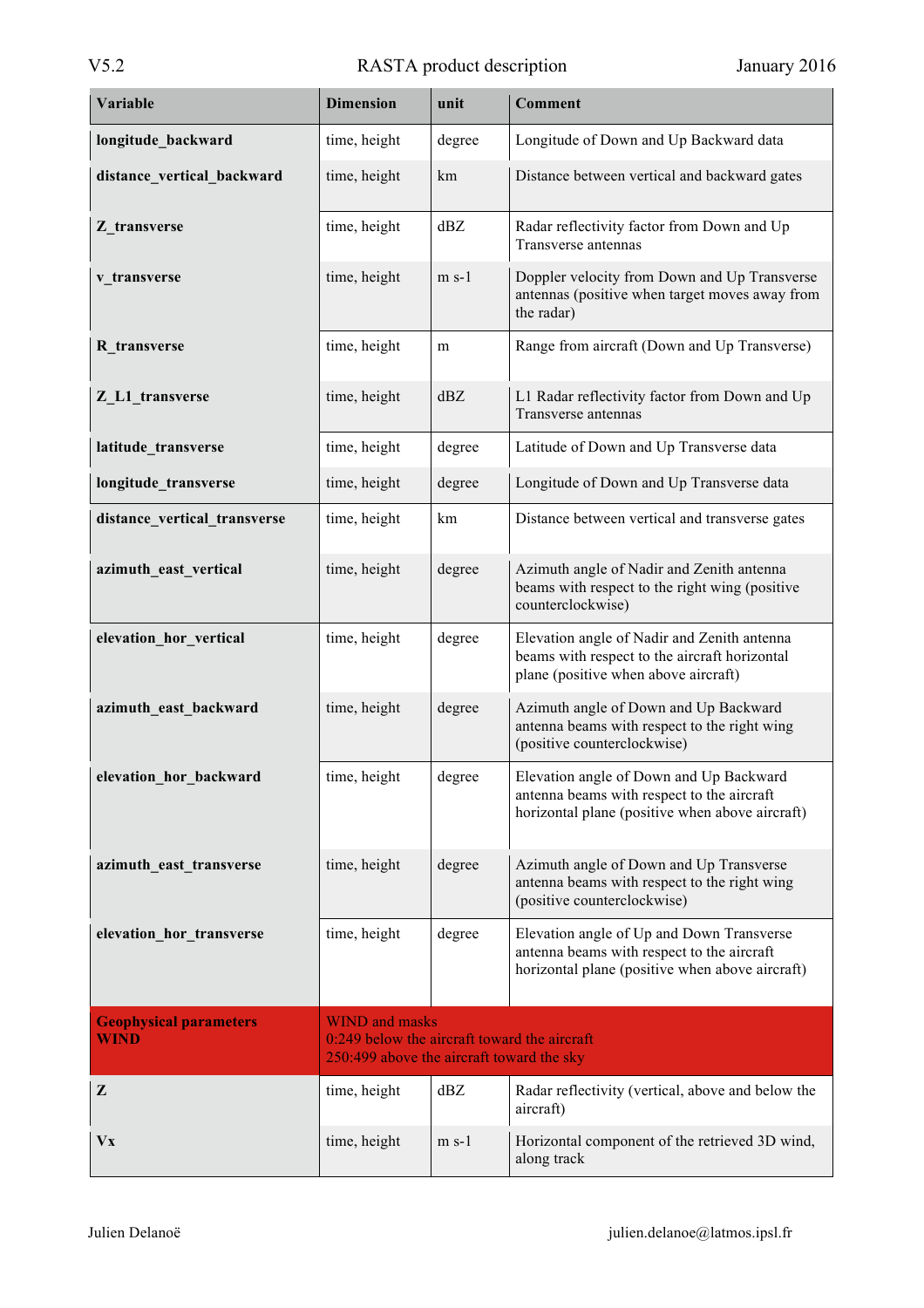| Variable | Dimension | unit | Comment |
| --- | --- | --- | --- |
| **longitude_backward** | time, height | degree | Longitude of Down and Up Backward data |
| **distance_vertical_backward** | time, height | km | Distance between vertical and backward gates |
| **Z_transverse** | time, height | dBZ | Radar reflectivity factor from Down and Up Transverse antennas |
| **v_transverse** | time, height | m s-1 | Doppler velocity from Down and Up Transverse antennas (positive when target moves away from the radar) |
| **R_transverse** | time, height | m | Range from aircraft (Down and Up Transverse) |
| **Z_L1_transverse** | time, height | dBZ | L1 Radar reflectivity factor from Down and Up Transverse antennas |
| **latitude_transverse** | time, height | degree | Latitude of Down and Up Transverse data |
| **longitude_transverse** | time, height | degree | Longitude of Down and Up Transverse data |
| **distance_vertical_transverse** | time, height | km | Distance between vertical and transverse gates |
| **azimuth_east_vertical** | time, height | degree | Azimuth angle of Nadir and Zenith antenna beams with respect to the right wing (positive counterclockwise) |
| **elevation_hor_vertical** | time, height | degree | Elevation angle of Nadir and Zenith antenna beams with respect to the aircraft horizontal plane (positive when above aircraft) |
| **azimuth_east_backward** | time, height | degree | Azimuth angle of Down and Up Backward antenna beams with respect to the right wing (positive counterclockwise) |
| **elevation_hor_backward** | time, height | degree | Elevation angle of Down and Up Backward antenna beams with respect to the aircraft horizontal plane (positive when above aircraft) |
| **azimuth_east_transverse** | time, height | degree | Azimuth angle of Down and Up Transverse antenna beams with respect to the right wing (positive counterclockwise) |
| **elevation_hor_transverse** | time, height | degree | Elevation angle of Up and Down Transverse antenna beams with respect to the aircraft horizontal plane (positive when above aircraft) |
| **Geophysical parameters WIND** | WIND and masks<br>0:249 below the aircraft toward the aircraft<br>250:499 above the aircraft toward the sky | | |
| **Z** | time, height | dBZ | Radar reflectivity (vertical, above and below the aircraft) |
| **Vx** | time, height | m s-1 | Horizontal component of the retrieved 3D wind, along track |

Julien Delanoë julien.delanoe@latmos.ipsl.fr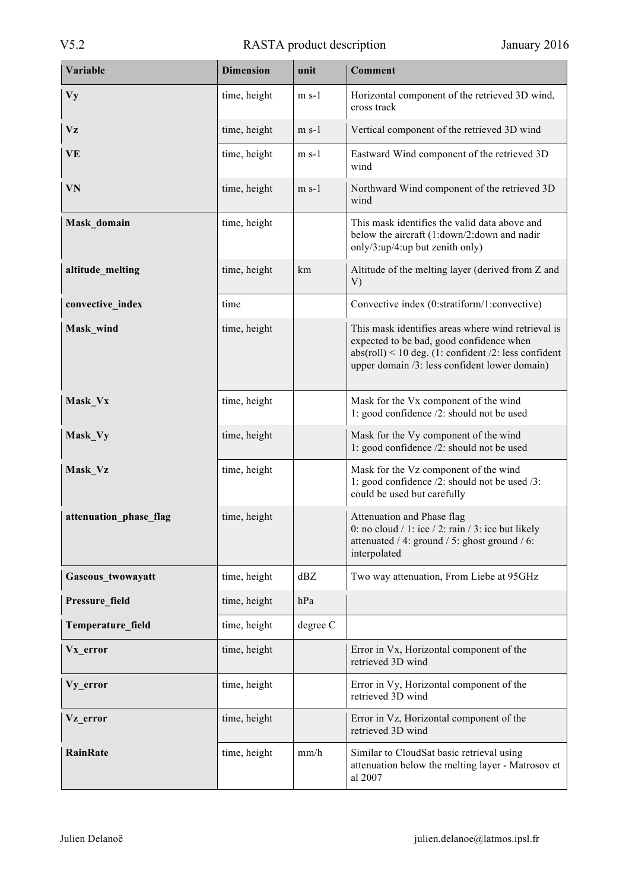| Variable | Dimension | unit | Comment |
|---|---|---|---|
| **Vy** | time, height | m s-1 | Horizontal component of the retrieved 3D wind, cross track |
| **Vz** | time, height | m s-1 | Vertical component of the retrieved 3D wind |
| **VE** | time, height | m s-1 | Eastward Wind component of the retrieved 3D wind |
| **VN** | time, height | m s-1 | Northward Wind component of the retrieved 3D wind |
| **Mask_domain** | time, height | | This mask identifies the valid data above and below the aircraft (1:down/2:down and nadir only/3:up/4:up but zenith only) |
| **altitude_melting** | time, height | km | Altitude of the melting layer (derived from Z and V) |
| **convective_index** | time | | Convective index (0:stratiform/1:convective) |
| **Mask_wind** | time, height | | This mask identifies areas where wind retrieval is expected to be bad, good confidence when abs(roll) < 10 deg. (1: confident /2: less confident upper domain /3: less confident lower domain) |
| **Mask_Vx** | time, height | | Mask for the Vx component of the wind<br>1: good confidence /2: should not be used |
| **Mask_Vy** | time, height | | Mask for the Vy component of the wind<br>1: good confidence /2: should not be used |
| **Mask_Vz** | time, height | | Mask for the Vz component of the wind<br>1: good confidence /2: should not be used /3: could be used but carefully |
| **attenuation_phase_flag** | time, height | | Attenuation and Phase flag<br>0: no cloud / 1: ice / 2: rain / 3: ice but likely attenuated / 4: ground / 5: ghost ground / 6: interpolated |
| **Gaseous_twowayatt** | time, height | dBZ | Two way attenuation, From Liebe at 95GHz |
| **Pressure_field** | time, height | hPa | |
| **Temperature_field** | time, height | degree C | |
| **Vx_error** | time, height | | Error in Vx, Horizontal component of the retrieved 3D wind |
| **Vy_error** | time, height | | Error in Vy, Horizontal component of the retrieved 3D wind |
| **Vz_error** | time, height | | Error in Vz, Horizontal component of the retrieved 3D wind |
| **RainRate** | time, height | mm/h | Similar to CloudSat basic retrieval using attenuation below the melting layer - Matrosov et al 2007 |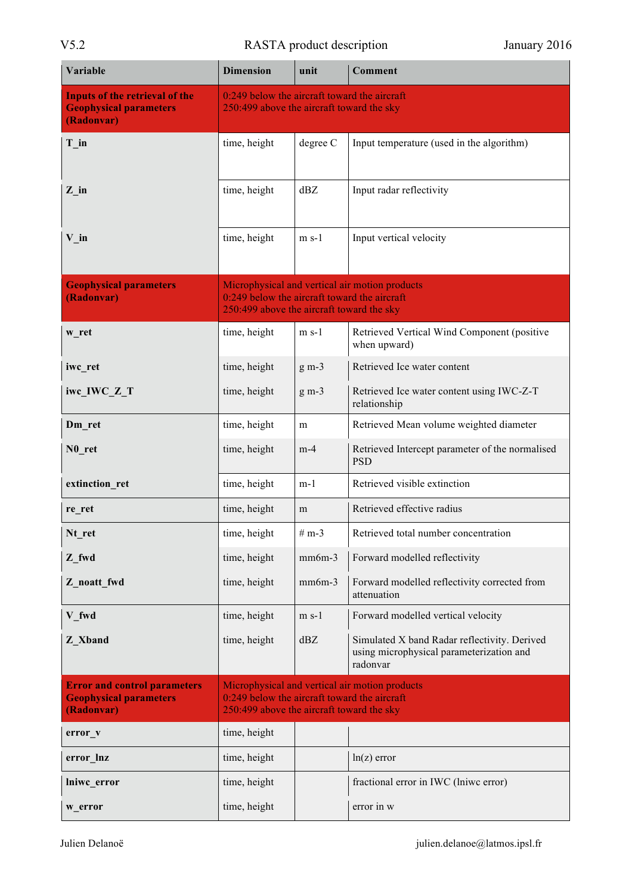| Variable | Dimension | unit | Comment |
|---|---|---|---|
| **Inputs of the retrieval of the Geophysical parameters (Radonvar)** | 0:249 below the aircraft toward the aircraft<br>250:499 above the aircraft toward the sky | | |
| **T_in** | time, height | degree C | Input temperature (used in the algorithm) |
| **Z_in** | time, height | dBZ | Input radar reflectivity |
| **V_in** | time, height | m s-1 | Input vertical velocity |
| **Geophysical parameters (Radonvar)** | Microphysical and vertical air motion products<br>0:249 below the aircraft toward the aircraft<br>250:499 above the aircraft toward the sky | | |
| **w_ret** | time, height | m s-1 | Retrieved Vertical Wind Component (positive when upward) |
| **iwc_ret** | time, height | g m-3 | Retrieved Ice water content |
| **iwc_IWC_Z_T** | time, height | g m-3 | Retrieved Ice water content using IWC-Z-T relationship |
| **Dm_ret** | time, height | m | Retrieved Mean volume weighted diameter |
| **N0_ret** | time, height | m-4 | Retrieved Intercept parameter of the normalised PSD |
| **extinction_ret** | time, height | m-1 | Retrieved visible extinction |
| **re_ret** | time, height | m | Retrieved effective radius |
| **Nt_ret** | time, height | # m-3 | Retrieved total number concentration |
| **Z_fwd** | time, height | mm6m-3 | Forward modelled reflectivity |
| **Z_noatt_fwd** | time, height | mm6m-3 | Forward modelled reflectivity corrected from attenuation |
| **V_fwd** | time, height | m s-1 | Forward modelled vertical velocity |
| **Z_Xband** | time, height | dBZ | Simulated X band Radar reflectivity. Derived using microphysical parameterization and radonvar |
| **Error and control parameters Geophysical parameters (Radonvar)** | Microphysical and vertical air motion products<br>0:249 below the aircraft toward the aircraft<br>250:499 above the aircraft toward the sky | | |
| **error_v** | time, height | | |
| **error_lnz** | time, height | | ln(z) error |
| **lniwc_error** | time, height | | fractional error in IWC (lniwc error) |
| **w_error** | time, height | | error in w |

Julien Delanoë julien.delanoe@latmos.ipsl.fr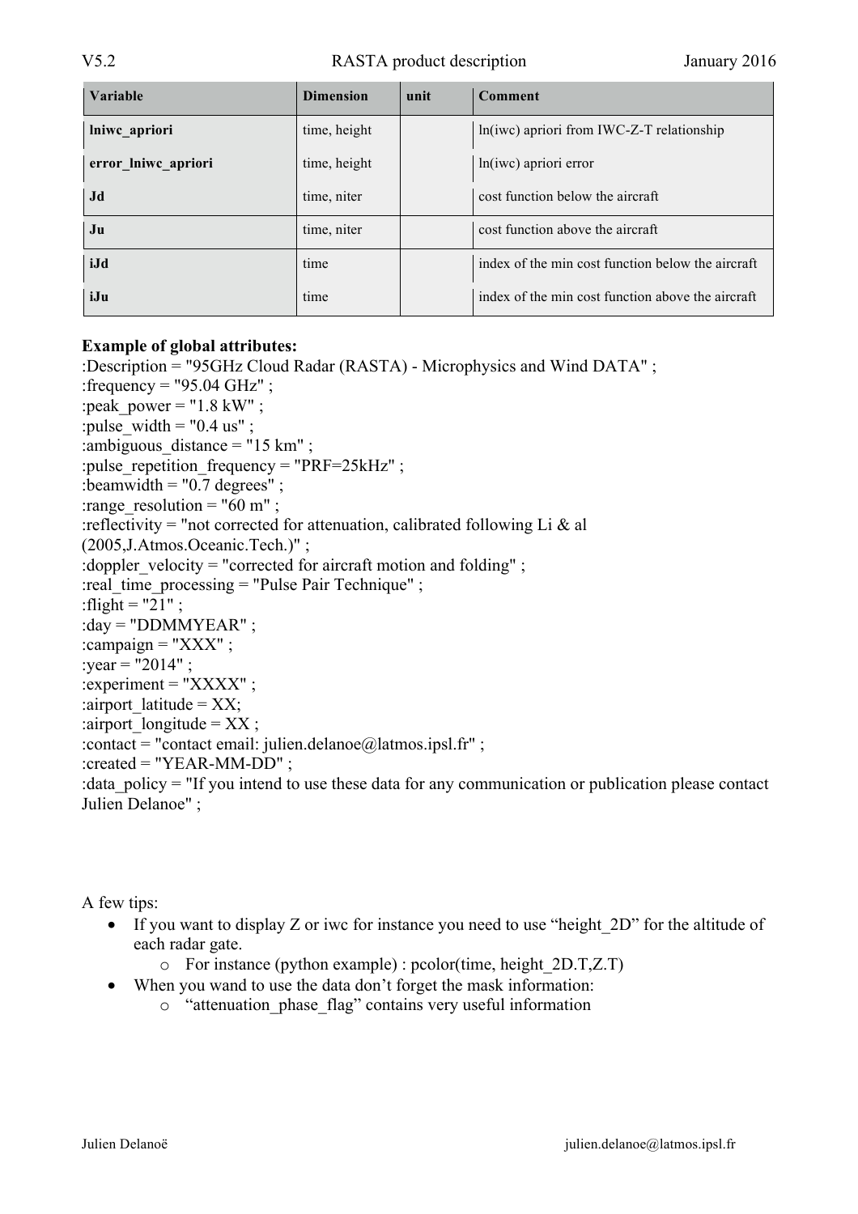| Variable | Dimension | unit | Comment |
|---|---|---|---|
| **lniwc_apriori** | time, height | | ln(iwc) apriori from IWC-Z-T relationship |
| **error_lniwc_apriori** | time, height | | ln(iwc) apriori error |
| **Jd** | time, niter | | cost function below the aircraft |
| **Ju** | time, niter | | cost function above the aircraft |
| **iJd** | time | | index of the min cost function below the aircraft |
| **iJu** | time | | index of the min cost function above the aircraft |

**Example of global attributes:**

:Description = "95GHz Cloud Radar (RASTA) - Microphysics and Wind DATA" ;
:frequency = "95.04 GHz" ;
:peak_power = "1.8 kW" ;
:pulse_width = "0.4 us" ;
:ambiguous_distance = "15 km" ;
:pulse_repetition_frequency = "PRF=25kHz" ;
:beamwidth = "0.7 degrees" ;
:range_resolution = "60 m" ;
:reflectivity = "not corrected for attenuation, calibrated following Li & al (2005,J.Atmos.Oceanic.Tech.)" ;
:doppler_velocity = "corrected for aircraft motion and folding" ;
:real_time_processing = "Pulse Pair Technique" ;
:flight = "21" ;
:day = "DDMMYEAR" ;
:campaign = "XXX" ;
:year = "2014" ;
:experiment = "XXXX" ;
:airport_latitude = XX;
:airport_longitude = XX ;
:contact = "contact email: julien.delanoe@latmos.ipsl.fr" ;
:created = "YEAR-MM-DD" ;
:data_policy = "If you intend to use these data for any communication or publication please contact Julien Delanoe" ;

A few tips:

- If you want to display Z or iwc for instance you need to use "height_2D" for the altitude of each radar gate.
  - For instance (python example) : pcolor(time, height_2D.T,Z.T)
- When you wand to use the data don't forget the mask information:
  - "attenuation_phase_flag" contains very useful information